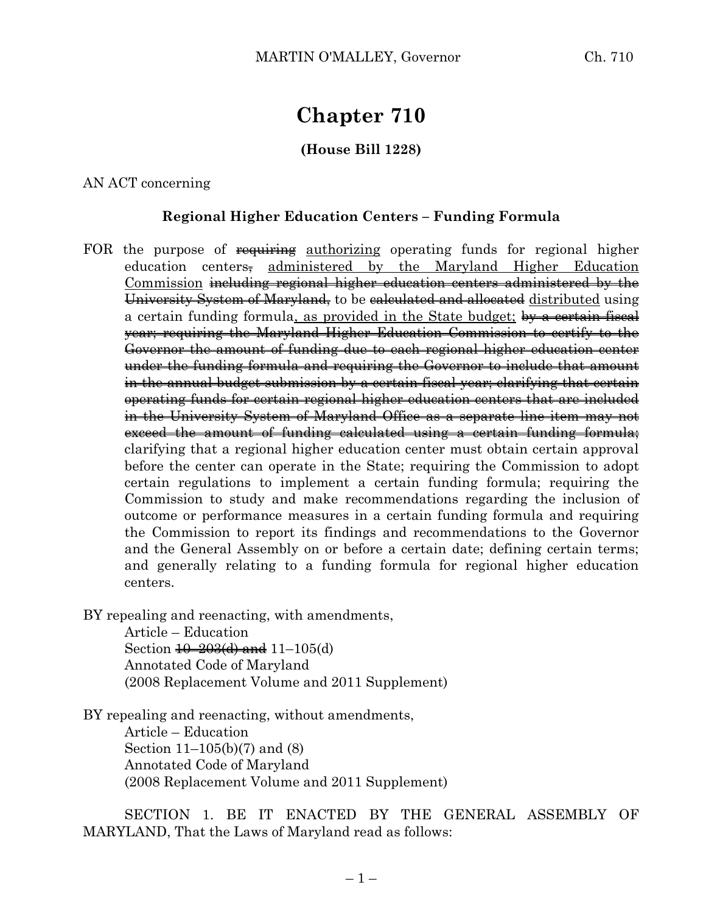# Chapter 710

**(House Bill 1228)**

AN ACT concerning

**Regional Higher Education Centers – Funding Formula**

FOR the purpose of ~~requiring~~ <u>authorizing</u> operating funds for regional higher education centers~~,~~ <u>administered by the Maryland Higher Education Commission</u> ~~including regional higher education centers administered by the University System of Maryland,~~ to be ~~calculated and allocated~~ <u>distributed</u> using a certain funding formula<u>, as provided in the State budget;</u> ~~by a certain fiscal year; requiring the Maryland Higher Education Commission to certify to the Governor the amount of funding due to each regional higher education center under the funding formula and requiring the Governor to include that amount in the annual budget submission by a certain fiscal year; clarifying that certain operating funds for certain regional higher education centers that are included in the University System of Maryland Office as a separate line item may not exceed the amount of funding calculated using a certain funding formula;~~ clarifying that a regional higher education center must obtain certain approval before the center can operate in the State; requiring the Commission to adopt certain regulations to implement a certain funding formula; requiring the Commission to study and make recommendations regarding the inclusion of outcome or performance measures in a certain funding formula and requiring the Commission to report its findings and recommendations to the Governor and the General Assembly on or before a certain date; defining certain terms; and generally relating to a funding formula for regional higher education centers.

BY repealing and reenacting, with amendments,
Article – Education
Section ~~10–203(d) and~~ 11–105(d)
Annotated Code of Maryland
(2008 Replacement Volume and 2011 Supplement)

BY repealing and reenacting, without amendments,
Article – Education
Section 11–105(b)(7) and (8)
Annotated Code of Maryland
(2008 Replacement Volume and 2011 Supplement)

SECTION 1. BE IT ENACTED BY THE GENERAL ASSEMBLY OF MARYLAND, That the Laws of Maryland read as follows: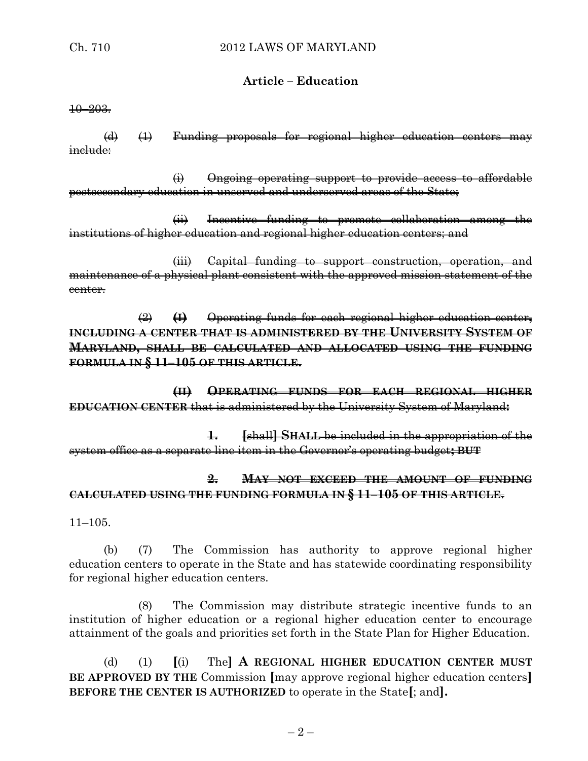## Article – Education

~~10–203.~~

~~(d) (1) Funding proposals for regional higher education centers may include:~~

~~(i) Ongoing operating support to provide access to affordable postsecondary education in unserved and underserved areas of the State;~~

~~(ii) Incentive funding to promote collaboration among the institutions of higher education and regional higher education centers; and~~

~~(iii) Capital funding to support construction, operation, and maintenance of a physical plant consistent with the approved mission statement of the center.~~

~~(2) **(I)** Operating funds for each regional higher education center**, INCLUDING A CENTER THAT IS ADMINISTERED BY THE UNIVERSITY SYSTEM OF MARYLAND, SHALL BE CALCULATED AND ALLOCATED USING THE FUNDING FORMULA IN § 11–105 OF THIS ARTICLE.**~~

~~**(II) OPERATING FUNDS FOR EACH REGIONAL HIGHER EDUCATION CENTER** that is administered by the University System of Maryland**:**~~

~~**1.** **[**shall**] SHALL** be included in the appropriation of the system office as a separate line item in the Governor's operating budget**; BUT**~~

~~**2. MAY NOT EXCEED THE AMOUNT OF FUNDING CALCULATED USING THE FUNDING FORMULA IN § 11–105 OF THIS ARTICLE.**~~

11–105.

(b) (7) The Commission has authority to approve regional higher education centers to operate in the State and has statewide coordinating responsibility for regional higher education centers.

(8) The Commission may distribute strategic incentive funds to an institution of higher education or a regional higher education center to encourage attainment of the goals and priorities set forth in the State Plan for Higher Education.

(d) (1) **[**(i) The**] A REGIONAL HIGHER EDUCATION CENTER MUST BE APPROVED BY THE** Commission **[**may approve regional higher education centers**] BEFORE THE CENTER IS AUTHORIZED** to operate in the State**[**; and**].**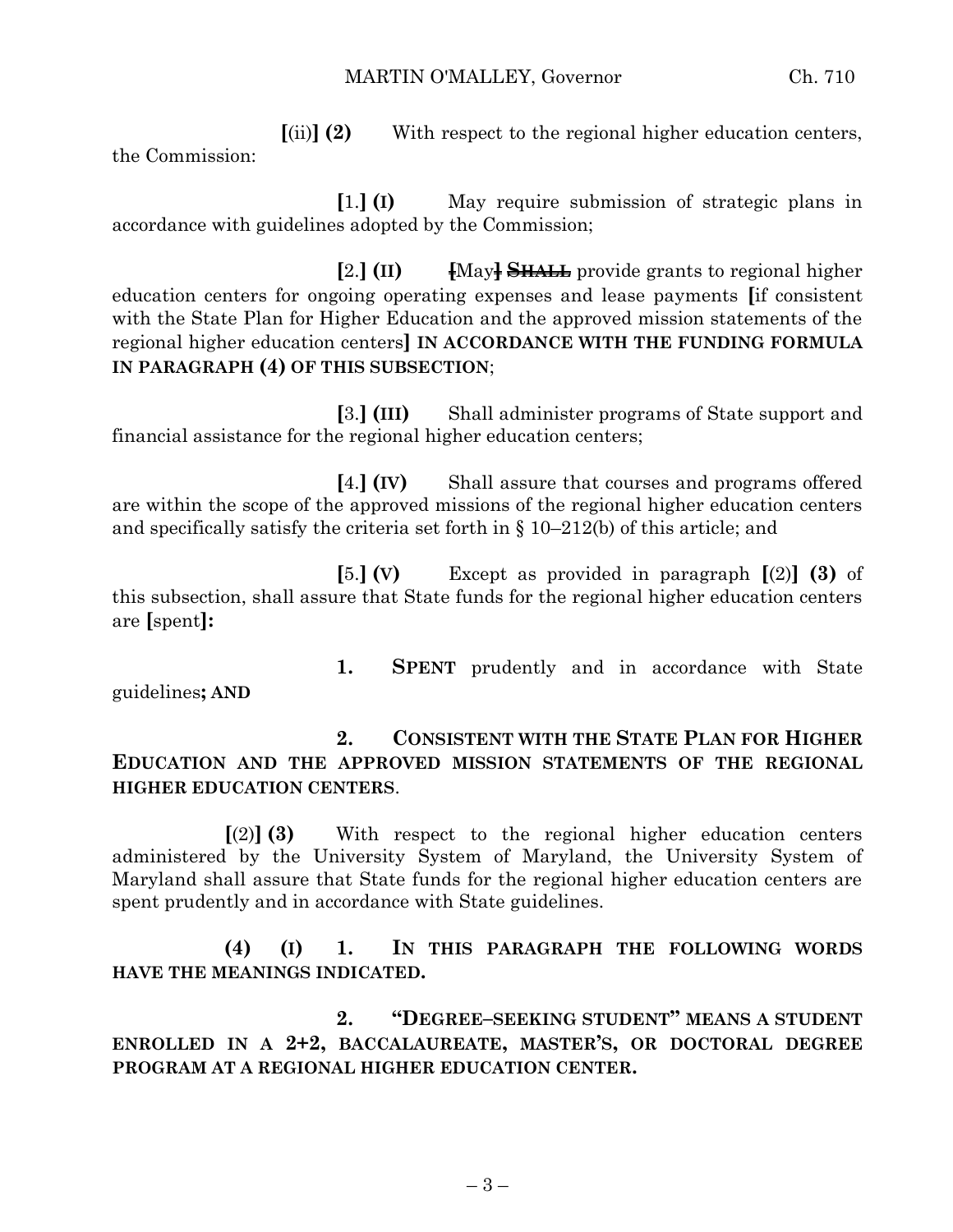[(ii)] **(2)** With respect to the regional higher education centers, the Commission:

[1.] **(I)** May require submission of strategic plans in accordance with guidelines adopted by the Commission;

[2.] **(II)** [May] ~~SHALL~~ provide grants to regional higher education centers for ongoing operating expenses and lease payments [if consistent with the State Plan for Higher Education and the approved mission statements of the regional higher education centers] **IN ACCORDANCE WITH THE FUNDING FORMULA IN PARAGRAPH (4) OF THIS SUBSECTION**;

[3.] **(III)** Shall administer programs of State support and financial assistance for the regional higher education centers;

[4.] **(IV)** Shall assure that courses and programs offered are within the scope of the approved missions of the regional higher education centers and specifically satisfy the criteria set forth in § 10–212(b) of this article; and

[5.] **(V)** Except as provided in paragraph [(2)] **(3)** of this subsection, shall assure that State funds for the regional higher education centers are [spent]**:**

**1. SPENT** prudently and in accordance with State guidelines**; AND**

**2. CONSISTENT WITH THE STATE PLAN FOR HIGHER EDUCATION AND THE APPROVED MISSION STATEMENTS OF THE REGIONAL HIGHER EDUCATION CENTERS**.

[(2)] **(3)** With respect to the regional higher education centers administered by the University System of Maryland, the University System of Maryland shall assure that State funds for the regional higher education centers are spent prudently and in accordance with State guidelines.

**(4) (I) 1. IN THIS PARAGRAPH THE FOLLOWING WORDS HAVE THE MEANINGS INDICATED.**

**2. "DEGREE–SEEKING STUDENT" MEANS A STUDENT ENROLLED IN A 2+2, BACCALAUREATE, MASTER'S, OR DOCTORAL DEGREE PROGRAM AT A REGIONAL HIGHER EDUCATION CENTER.**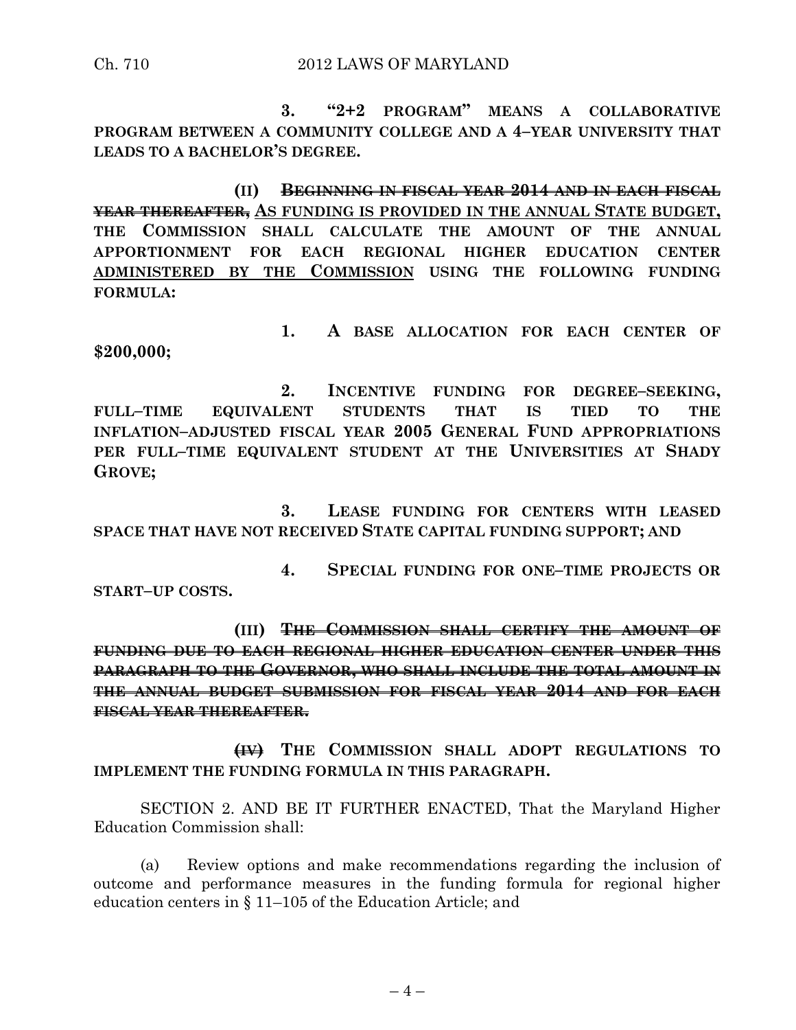**3. "2+2 PROGRAM" MEANS A COLLABORATIVE PROGRAM BETWEEN A COMMUNITY COLLEGE AND A 4–YEAR UNIVERSITY THAT LEADS TO A BACHELOR'S DEGREE.**

**(II) ~~BEGINNING IN FISCAL YEAR 2014 AND IN EACH FISCAL YEAR THEREAFTER,~~ <u>AS FUNDING IS PROVIDED IN THE ANNUAL STATE BUDGET,</u> THE COMMISSION SHALL CALCULATE THE AMOUNT OF THE ANNUAL APPORTIONMENT FOR EACH REGIONAL HIGHER EDUCATION CENTER <u>ADMINISTERED BY THE COMMISSION</u> USING THE FOLLOWING FUNDING FORMULA:**

**1. A BASE ALLOCATION FOR EACH CENTER OF $200,000;**

**2. INCENTIVE FUNDING FOR DEGREE–SEEKING, FULL–TIME EQUIVALENT STUDENTS THAT IS TIED TO THE INFLATION–ADJUSTED FISCAL YEAR 2005 GENERAL FUND APPROPRIATIONS PER FULL–TIME EQUIVALENT STUDENT AT THE UNIVERSITIES AT SHADY GROVE;**

**3. LEASE FUNDING FOR CENTERS WITH LEASED SPACE THAT HAVE NOT RECEIVED STATE CAPITAL FUNDING SUPPORT; AND**

**4. SPECIAL FUNDING FOR ONE–TIME PROJECTS OR START–UP COSTS.**

**(III) ~~THE COMMISSION SHALL CERTIFY THE AMOUNT OF FUNDING DUE TO EACH REGIONAL HIGHER EDUCATION CENTER UNDER THIS PARAGRAPH TO THE GOVERNOR, WHO SHALL INCLUDE THE TOTAL AMOUNT IN THE ANNUAL BUDGET SUBMISSION FOR FISCAL YEAR 2014 AND FOR EACH FISCAL YEAR THEREAFTER.~~**

**~~(IV)~~ THE COMMISSION SHALL ADOPT REGULATIONS TO IMPLEMENT THE FUNDING FORMULA IN THIS PARAGRAPH.**

SECTION 2. AND BE IT FURTHER ENACTED, That the Maryland Higher Education Commission shall:

(a) Review options and make recommendations regarding the inclusion of outcome and performance measures in the funding formula for regional higher education centers in § 11–105 of the Education Article; and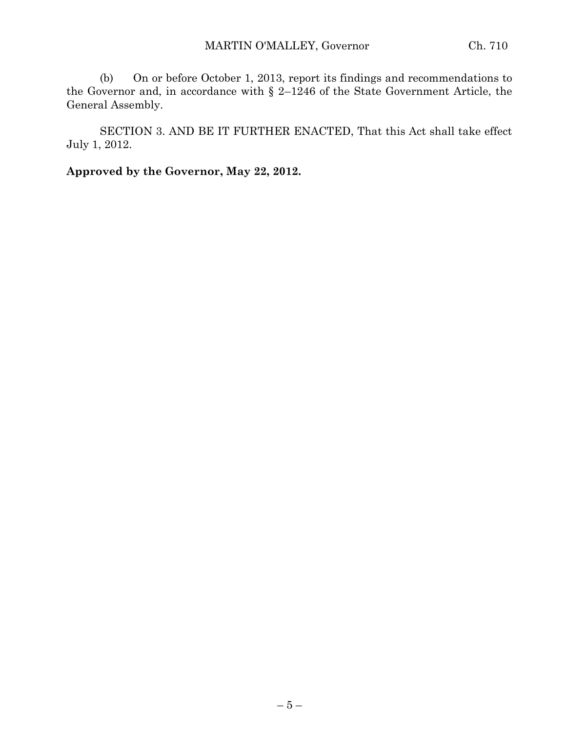(b) On or before October 1, 2013, report its findings and recommendations to the Governor and, in accordance with § 2–1246 of the State Government Article, the General Assembly.

SECTION 3. AND BE IT FURTHER ENACTED, That this Act shall take effect July 1, 2012.

**Approved by the Governor, May 22, 2012.**